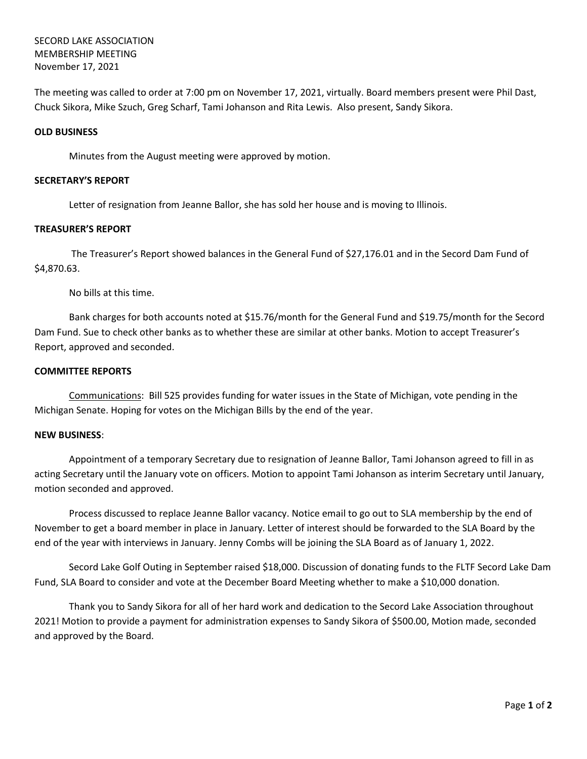SECORD LAKE ASSOCIATION
MEMBERSHIP MEETING
November 17, 2021

The meeting was called to order at 7:00 pm on November 17, 2021, virtually. Board members present were Phil Dast, Chuck Sikora, Mike Szuch, Greg Scharf, Tami Johanson and Rita Lewis. Also present, Sandy Sikora.

**OLD BUSINESS**

Minutes from the August meeting were approved by motion.

**SECRETARY'S REPORT**

Letter of resignation from Jeanne Ballor, she has sold her house and is moving to Illinois.

**TREASURER'S REPORT**

The Treasurer's Report showed balances in the General Fund of $27,176.01 and in the Secord Dam Fund of $4,870.63.

No bills at this time.

Bank charges for both accounts noted at $15.76/month for the General Fund and $19.75/month for the Secord Dam Fund. Sue to check other banks as to whether these are similar at other banks. Motion to accept Treasurer's Report, approved and seconded.

**COMMITTEE REPORTS**

Communications: Bill 525 provides funding for water issues in the State of Michigan, vote pending in the Michigan Senate. Hoping for votes on the Michigan Bills by the end of the year.

**NEW BUSINESS**:

Appointment of a temporary Secretary due to resignation of Jeanne Ballor, Tami Johanson agreed to fill in as acting Secretary until the January vote on officers. Motion to appoint Tami Johanson as interim Secretary until January, motion seconded and approved.

Process discussed to replace Jeanne Ballor vacancy. Notice email to go out to SLA membership by the end of November to get a board member in place in January. Letter of interest should be forwarded to the SLA Board by the end of the year with interviews in January. Jenny Combs will be joining the SLA Board as of January 1, 2022.

Secord Lake Golf Outing in September raised $18,000. Discussion of donating funds to the FLTF Secord Lake Dam Fund, SLA Board to consider and vote at the December Board Meeting whether to make a $10,000 donation.

Thank you to Sandy Sikora for all of her hard work and dedication to the Secord Lake Association throughout 2021! Motion to provide a payment for administration expenses to Sandy Sikora of $500.00, Motion made, seconded and approved by the Board.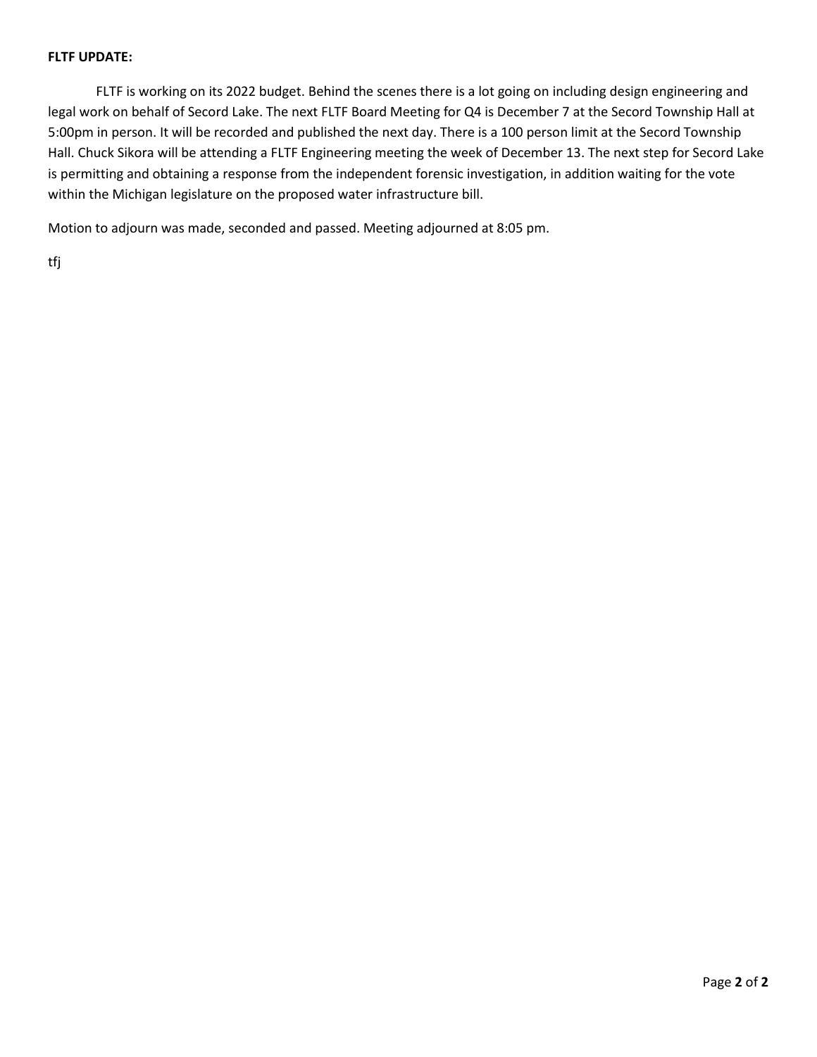**FLTF UPDATE:**

FLTF is working on its 2022 budget. Behind the scenes there is a lot going on including design engineering and legal work on behalf of Secord Lake. The next FLTF Board Meeting for Q4 is December 7 at the Secord Township Hall at 5:00pm in person. It will be recorded and published the next day. There is a 100 person limit at the Secord Township Hall. Chuck Sikora will be attending a FLTF Engineering meeting the week of December 13. The next step for Secord Lake is permitting and obtaining a response from the independent forensic investigation, in addition waiting for the vote within the Michigan legislature on the proposed water infrastructure bill.

Motion to adjourn was made, seconded and passed. Meeting adjourned at 8:05 pm.

tfj